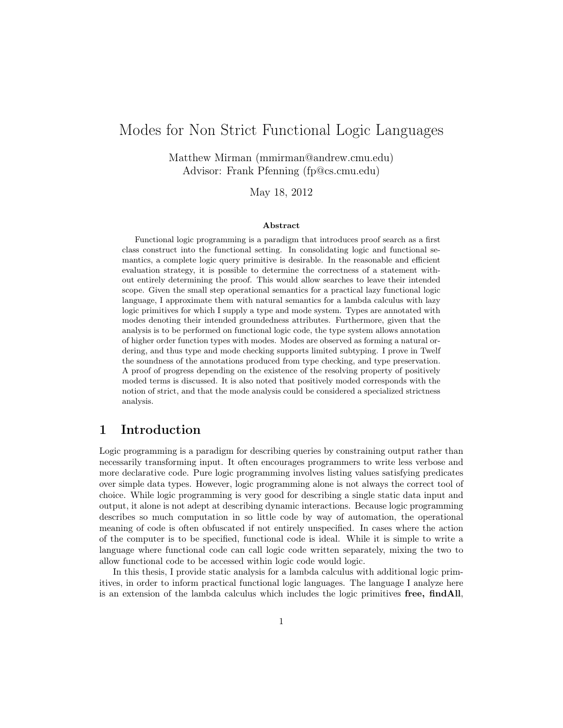# Modes for Non Strict Functional Logic Languages

Matthew Mirman (mmirman@andrew.cmu.edu)
Advisor: Frank Pfenning (fp@cs.cmu.edu)

May 18, 2012

**Abstract**

Functional logic programming is a paradigm that introduces proof search as a first class construct into the functional setting. In consolidating logic and functional semantics, a complete logic query primitive is desirable. In the reasonable and efficient evaluation strategy, it is possible to determine the correctness of a statement without entirely determining the proof. This would allow searches to leave their intended scope. Given the small step operational semantics for a practical lazy functional logic language, I approximate them with natural semantics for a lambda calculus with lazy logic primitives for which I supply a type and mode system. Types are annotated with modes denoting their intended groundedness attributes. Furthermore, given that the analysis is to be performed on functional logic code, the type system allows annotation of higher order function types with modes. Modes are observed as forming a natural ordering, and thus type and mode checking supports limited subtyping. I prove in Twelf the soundness of the annotations produced from type checking, and type preservation. A proof of progress depending on the existence of the resolving property of positively moded terms is discussed. It is also noted that positively moded corresponds with the notion of strict, and that the mode analysis could be considered a specialized strictness analysis.

## 1 Introduction

Logic programming is a paradigm for describing queries by constraining output rather than necessarily transforming input. It often encourages programmers to write less verbose and more declarative code. Pure logic programming involves listing values satisfying predicates over simple data types. However, logic programming alone is not always the correct tool of choice. While logic programming is very good for describing a single static data input and output, it alone is not adept at describing dynamic interactions. Because logic programming describes so much computation in so little code by way of automation, the operational meaning of code is often obfuscated if not entirely unspecified. In cases where the action of the computer is to be specified, functional code is ideal. While it is simple to write a language where functional code can call logic code written separately, mixing the two to allow functional code to be accessed within logic code would logic.

In this thesis, I provide static analysis for a lambda calculus with additional logic primitives, in order to inform practical functional logic languages. The language I analyze here is an extension of the lambda calculus which includes the logic primitives **free, findAll**,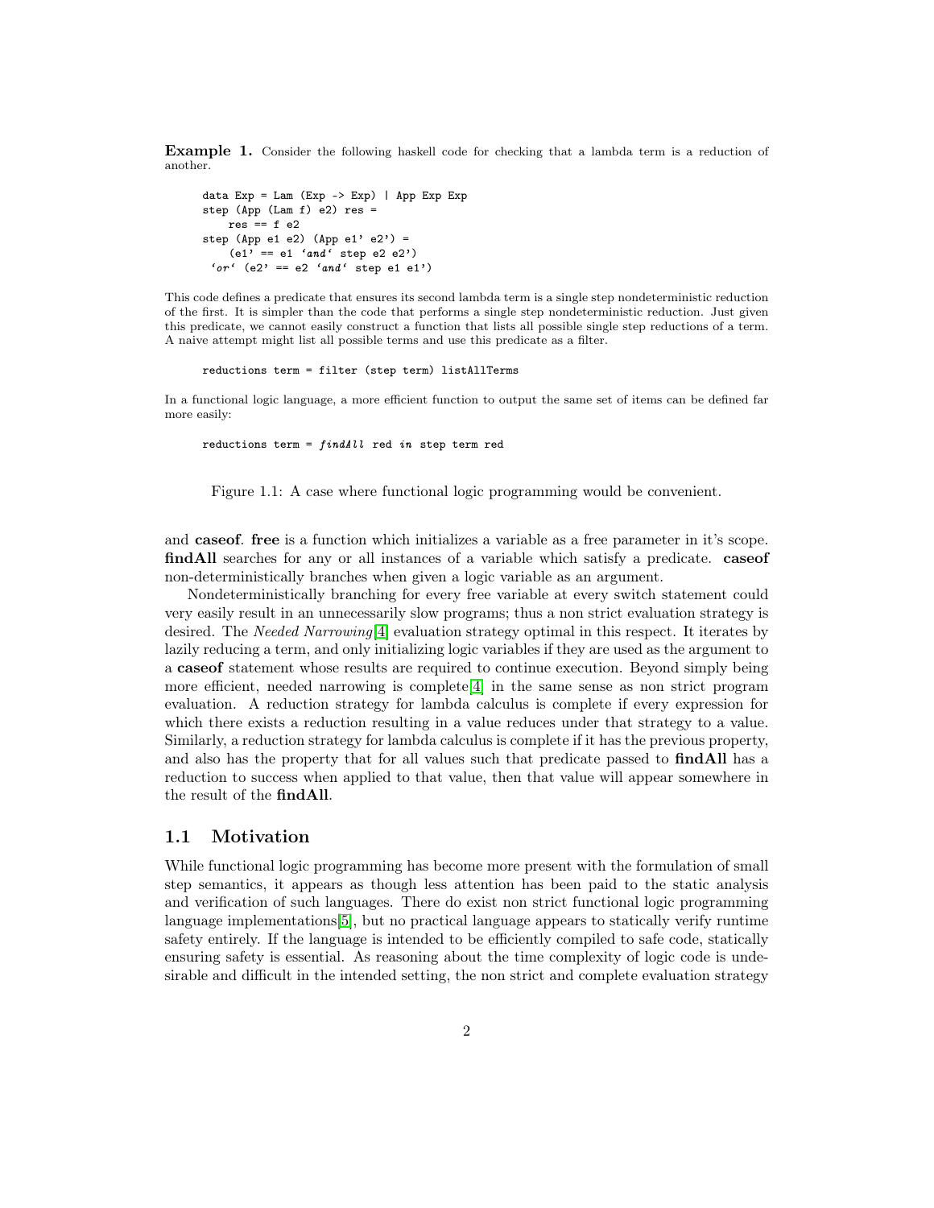**Example 1.** Consider the following haskell code for checking that a lambda term is a reduction of another.

```
data Exp = Lam (Exp -> Exp) | App Exp Exp
step (App (Lam f) e2) res =
    res == f e2
step (App e1 e2) (App e1' e2') =
    (e1' == e1 `and` step e2 e2')
 `or` (e2' == e2 `and` step e1 e1')
```

This code defines a predicate that ensures its second lambda term is a single step nondeterministic reduction of the first. It is simpler than the code that performs a single step nondeterministic reduction. Just given this predicate, we cannot easily construct a function that lists all possible single step reductions of a term. A naive attempt might list all possible terms and use this predicate as a filter.

```
reductions term = filter (step term) listAllTerms
```

In a functional logic language, a more efficient function to output the same set of items can be defined far more easily:

```
reductions term = findAll red in step term red
```

Figure 1.1: A case where functional logic programming would be convenient.

and **caseof**. **free** is a function which initializes a variable as a free parameter in it's scope. **findAll** searches for any or all instances of a variable which satisfy a predicate. **caseof** non-deterministically branches when given a logic variable as an argument.

Nondeterministically branching for every free variable at every switch statement could very easily result in an unnecessarily slow programs; thus a non strict evaluation strategy is desired. The *Needed Narrowing*[4] evaluation strategy optimal in this respect. It iterates by lazily reducing a term, and only initializing logic variables if they are used as the argument to a **caseof** statement whose results are required to continue execution. Beyond simply being more efficient, needed narrowing is complete[4] in the same sense as non strict program evaluation. A reduction strategy for lambda calculus is complete if every expression for which there exists a reduction resulting in a value reduces under that strategy to a value. Similarly, a reduction strategy for lambda calculus is complete if it has the previous property, and also has the property that for all values such that predicate passed to **findAll** has a reduction to success when applied to that value, then that value will appear somewhere in the result of the **findAll**.

## 1.1 Motivation

While functional logic programming has become more present with the formulation of small step semantics, it appears as though less attention has been paid to the static analysis and verification of such languages. There do exist non strict functional logic programming language implementations[5], but no practical language appears to statically verify runtime safety entirely. If the language is intended to be efficiently compiled to safe code, statically ensuring safety is essential. As reasoning about the time complexity of logic code is undesirable and difficult in the intended setting, the non strict and complete evaluation strategy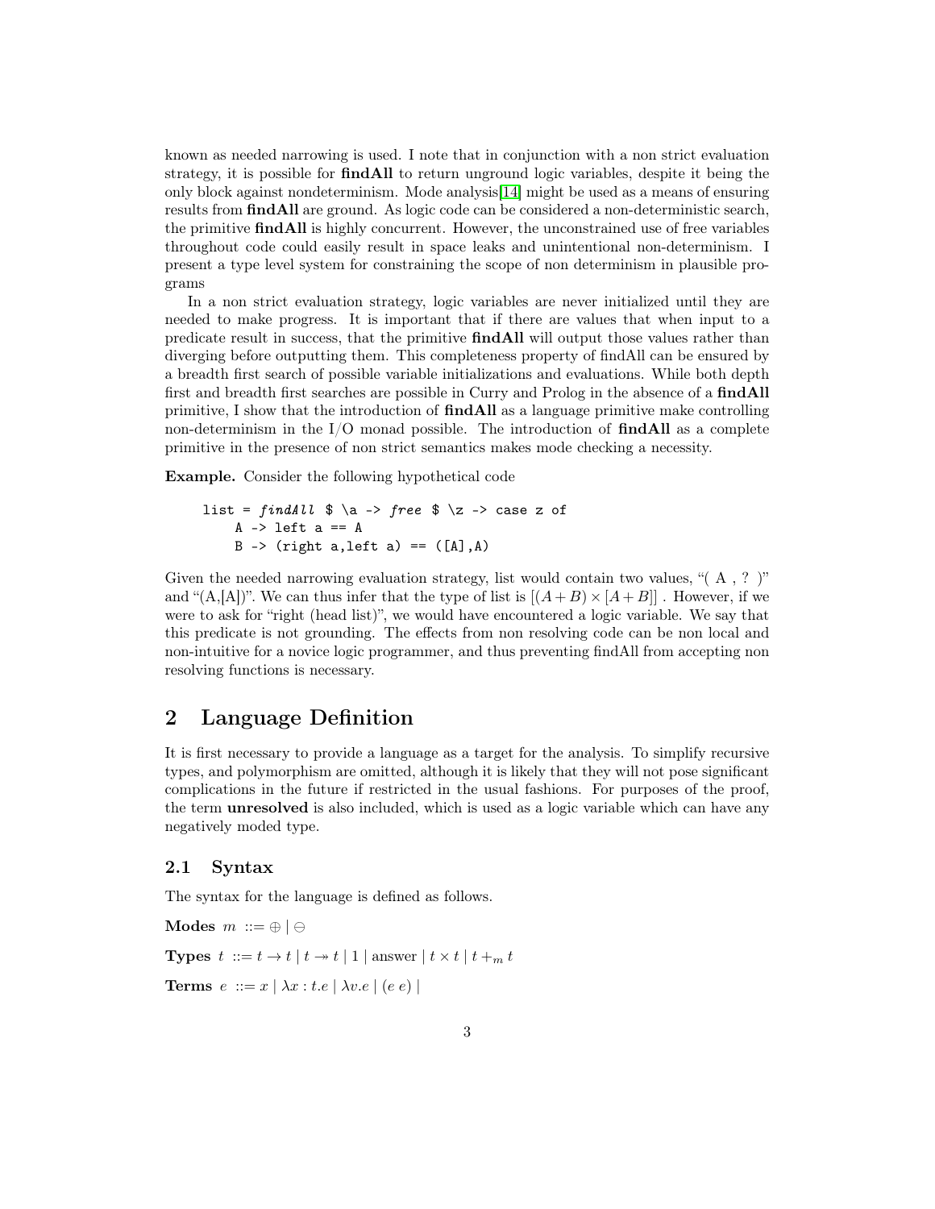known as needed narrowing is used. I note that in conjunction with a non strict evaluation strategy, it is possible for **findAll** to return unground logic variables, despite it being the only block against nondeterminism. Mode analysis[14] might be used as a means of ensuring results from **findAll** are ground. As logic code can be considered a non-deterministic search, the primitive **findAll** is highly concurrent. However, the unconstrained use of free variables throughout code could easily result in space leaks and unintentional non-determinism. I present a type level system for constraining the scope of non determinism in plausible programs

In a non strict evaluation strategy, logic variables are never initialized until they are needed to make progress. It is important that if there are values that when input to a predicate result in success, that the primitive **findAll** will output those values rather than diverging before outputting them. This completeness property of findAll can be ensured by a breadth first search of possible variable initializations and evaluations. While both depth first and breadth first searches are possible in Curry and Prolog in the absence of a **findAll** primitive, I show that the introduction of **findAll** as a language primitive make controlling non-determinism in the I/O monad possible. The introduction of **findAll** as a complete primitive in the presence of non strict semantics makes mode checking a necessity.

**Example.** Consider the following hypothetical code

```
list = findAll $ \a -> free $ \z -> case z of
     A -> left a == A
     B -> (right a,left a) == ([A],A)
```

Given the needed narrowing evaluation strategy, list would contain two values, "( A , ? )" and "(A,[A])". We can thus infer that the type of list is $[(A + B) \times [A + B]]$ . However, if we were to ask for "right (head list)", we would have encountered a logic variable. We say that this predicate is not grounding. The effects from non resolving code can be non local and non-intuitive for a novice logic programmer, and thus preventing findAll from accepting non resolving functions is necessary.

## 2 Language Definition

It is first necessary to provide a language as a target for the analysis. To simplify recursive types, and polymorphism are omitted, although it is likely that they will not pose significant complications in the future if restricted in the usual fashions. For purposes of the proof, the term **unresolved** is also included, which is used as a logic variable which can have any negatively moded type.

### 2.1 Syntax

The syntax for the language is defined as follows.

**Modes** $m ::= \oplus \mid \ominus$

**Types** $t ::= t \rightarrow t \mid t \twoheadrightarrow t \mid 1 \mid \text{answer} \mid t \times t \mid t +_m t$

**Terms** $e ::= x \mid \lambda x : t.e \mid \lambda v.e \mid (e\ e) \mid$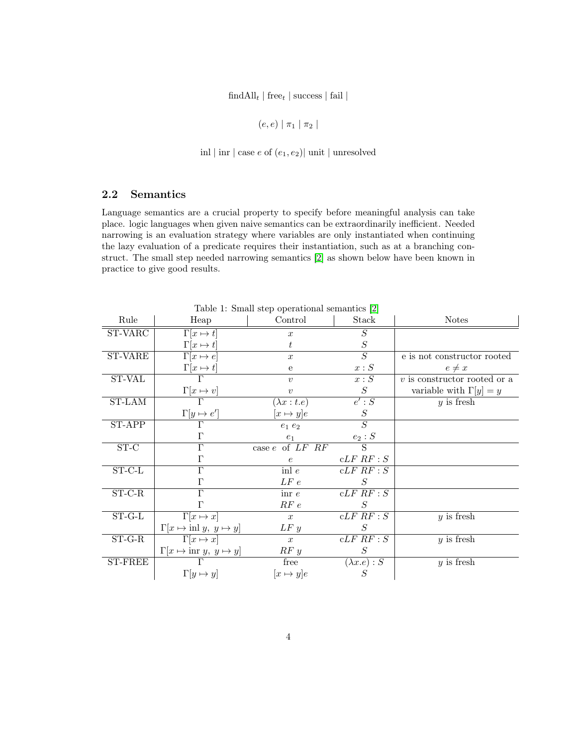$\text{findAll}_t \mid \text{free}_t \mid \text{success} \mid \text{fail} \mid$

$(e, e) \mid \pi_1 \mid \pi_2 \mid$

$\text{inl} \mid \text{inr} \mid \text{case } e \text{ of } (e_1, e_2) \mid \text{unit} \mid \text{unresolved}$

## 2.2 Semantics

Language semantics are a crucial property to specify before meaningful analysis can take place. logic languages when given naive semantics can be extraordinarily inefficient. Needed narrowing is an evaluation strategy where variables are only instantiated when continuing the lazy evaluation of a predicate requires their instantiation, such as at a branching construct. The small step needed narrowing semantics [2] as shown below have been known in practice to give good results.

Table 1: Small step operational semantics [2]

| Rule | Heap | Control | Stack | Notes |
|---|---|---|---|---|
| ST-VARC | $\Gamma[x \mapsto t]$ | $x$ | $S$ | |
| | $\Gamma[x \mapsto t]$ | $t$ | $S$ | |
| ST-VARE | $\Gamma[x \mapsto e]$ | $x$ | $S$ | e is not constructor rooted |
| | $\Gamma[x \mapsto t]$ | e | $x : S$ | $e \neq x$ |
| ST-VAL | $\Gamma$ | $v$ | $x : S$ | $v$ is constructor rooted or a |
| | $\Gamma[x \mapsto v]$ | $v$ | $S$ | variable with $\Gamma[y] = y$ |
| ST-LAM | $\Gamma$ | $(\lambda x : t.e)$ | $e' : S$ | $y$ is fresh |
| | $\Gamma[y \mapsto e']$ | $[x \mapsto y]e$ | $S$ | |
| ST-APP | $\Gamma$ | $e_1 \ e_2$ | $S$ | |
| | $\Gamma$ | $e_1$ | $e_2 : S$ | |
| ST-C | $\Gamma$ | case $e$ of $LF \ \ RF$ | S | |
| | $\Gamma$ | $e$ | c$LF \ RF : S$ | |
| ST-C-L | $\Gamma$ | inl $e$ | c$LF \ RF : S$ | |
| | $\Gamma$ | $LF \ e$ | $S$ | |
| ST-C-R | $\Gamma$ | inr $e$ | c$LF \ RF : S$ | |
| | $\Gamma$ | $RF \ e$ | $S$ | |
| ST-G-L | $\Gamma[x \mapsto x]$ | $x$ | c$LF \ RF : S$ | $y$ is fresh |
| | $\Gamma[x \mapsto \text{inl } y, \ y \mapsto y]$ | $LF \ y$ | $S$ | |
| ST-G-R | $\Gamma[x \mapsto x]$ | $x$ | c$LF \ RF : S$ | $y$ is fresh |
| | $\Gamma[x \mapsto \text{inr } y, \ y \mapsto y]$ | $RF \ y$ | $S$ | |
| ST-FREE | $\Gamma$ | free | $(\lambda x.e) : S$ | $y$ is fresh |
| | $\Gamma[y \mapsto y]$ | $[x \mapsto y]e$ | $S$ | |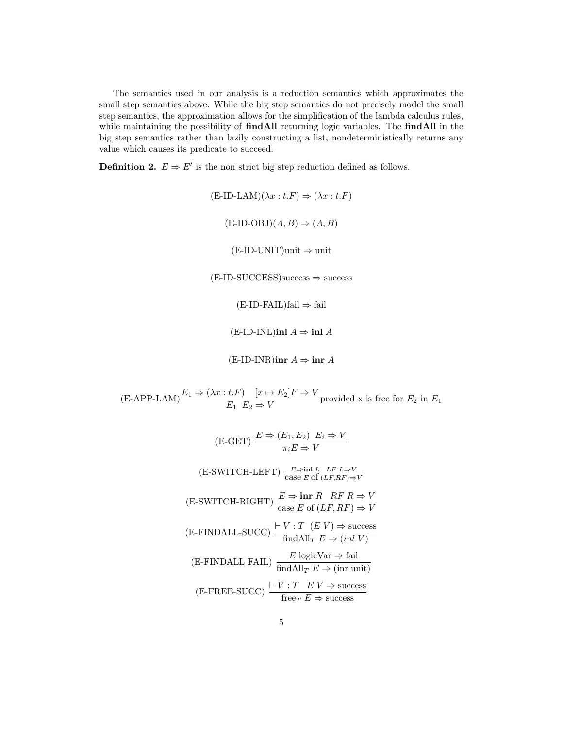The semantics used in our analysis is a reduction semantics which approximates the small step semantics above. While the big step semantics do not precisely model the small step semantics, the approximation allows for the simplification of the lambda calculus rules, while maintaining the possibility of **findAll** returning logic variables. The **findAll** in the big step semantics rather than lazily constructing a list, nondeterministically returns any value which causes its predicate to succeed.

**Definition 2.** $E \Rightarrow E'$ is the non strict big step reduction defined as follows.

$$\text{(E-ID-LAM)}(\lambda x : t.F) \Rightarrow (\lambda x : t.F)$$

$$\text{(E-ID-OBJ)}(A, B) \Rightarrow (A, B)$$

$$\text{(E-ID-UNIT)}\text{unit} \Rightarrow \text{unit}$$

$$\text{(E-ID-SUCCESS)}\text{success} \Rightarrow \text{success}$$

$$\text{(E-ID-FAIL)}\text{fail} \Rightarrow \text{fail}$$

$$\text{(E-ID-INL)}\textbf{inl } A \Rightarrow \textbf{inl } A$$

$$\text{(E-ID-INR)}\textbf{inr } A \Rightarrow \textbf{inr } A$$

$$\text{(E-APP-LAM)}\frac{E_1 \Rightarrow (\lambda x : t.F) \quad [x \mapsto E_2]F \Rightarrow V}{E_1 \;\; E_2 \Rightarrow V}\text{provided x is free for } E_2 \text{ in } E_1$$

$$\text{(E-GET) } \frac{E \Rightarrow (E_1, E_2) \;\; E_i \Rightarrow V}{\pi_i E \Rightarrow V}$$

$$\text{(E-SWITCH-LEFT) } \frac{E \Rightarrow \textbf{inl } L \quad LF \; L \Rightarrow V}{\text{case } E \text{ of } (LF, RF) \Rightarrow V}$$

$$\text{(E-SWITCH-RIGHT) } \frac{E \Rightarrow \textbf{inr } R \quad RF \; R \Rightarrow V}{\text{case } E \text{ of } (LF, RF) \Rightarrow V}$$

$$\text{(E-FINDALL-SUCC) } \frac{\vdash V : T \;\; (E \; V) \Rightarrow \text{success}}{\text{findAll}_T \; E \Rightarrow (inl \; V)}$$

$$\text{(E-FINDALL FAIL) } \frac{E \text{ logicVar} \Rightarrow \text{fail}}{\text{findAll}_T \; E \Rightarrow (\text{inr unit})}$$

$$\text{(E-FREE-SUCC) } \frac{\vdash V : T \quad E \; V \Rightarrow \text{success}}{\text{free}_T \; E \Rightarrow \text{success}}$$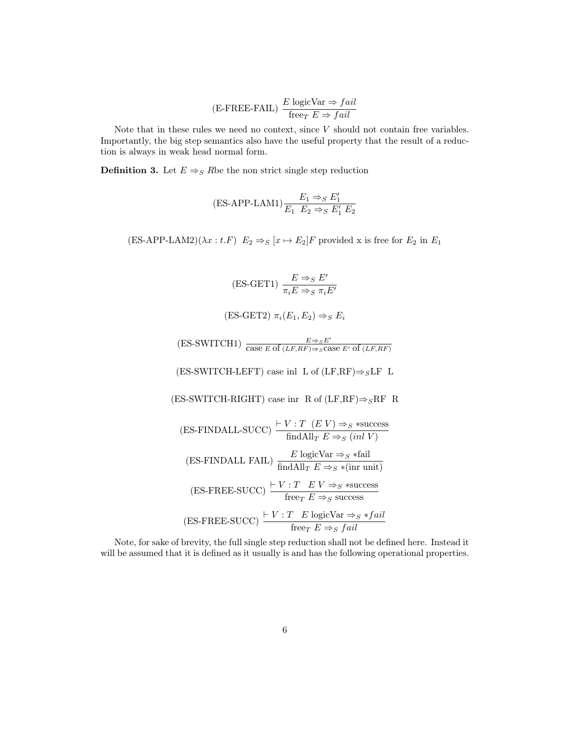$$\text{(E-FREE-FAIL)} \ \frac{E \text{ logicVar} \Rightarrow fail}{\text{free}_T \ E \Rightarrow fail}$$

Note that in these rules we need no context, since $V$ should not contain free variables. Importantly, the big step semantics also have the useful property that the result of a reduction is always in weak head normal form.

**Definition 3.** Let $E \Rightarrow_S R$be the non strict single step reduction

$$\text{(ES-APP-LAM1)} \frac{E_1 \Rightarrow_S E_1'}{E_1 \ \ E_2 \Rightarrow_S E_1' \ E_2}$$

(ES-APP-LAM2)$(\lambda x : t.F) \ \ E_2 \Rightarrow_S [x \mapsto E_2]F$ provided x is free for $E_2$ in $E_1$

$$\text{(ES-GET1)} \ \frac{E \Rightarrow_S E'}{\pi_i E \Rightarrow_S \pi_i E'}$$

$$\text{(ES-GET2)} \ \pi_i(E_1, E_2) \Rightarrow_S E_i$$

$$\text{(ES-SWITCH1)} \ \frac{E \Rightarrow_S E'}{\text{case } E \text{ of } (LF,RF) \Rightarrow_S \text{case } E' \text{ of } (LF,RF)}$$

(ES-SWITCH-LEFT) case inl L of (LF,RF)$\Rightarrow_S$LF L

(ES-SWITCH-RIGHT) case inr R of (LF,RF)$\Rightarrow_S$RF R

$$\text{(ES-FINDALL-SUCC)} \ \frac{\vdash V : T \ \ (E \ V) \Rightarrow_S * \text{success}}{\text{findAll}_T \ E \Rightarrow_S (inl \ V)}$$

$$\text{(ES-FINDALL FAIL)} \ \frac{E \text{ logicVar} \Rightarrow_S * \text{fail}}{\text{findAll}_T \ E \Rightarrow_S * (\text{inr unit})}$$

$$\text{(ES-FREE-SUCC)} \ \frac{\vdash V : T \quad E \ V \Rightarrow_S * \text{success}}{\text{free}_T \ E \Rightarrow_S \text{success}}$$

$$\text{(ES-FREE-SUCC)} \ \frac{\vdash V : T \quad E \text{ logicVar} \Rightarrow_S * fail}{\text{free}_T \ E \Rightarrow_S fail}$$

Note, for sake of brevity, the full single step reduction shall not be defined here. Instead it will be assumed that it is defined as it usually is and has the following operational properties.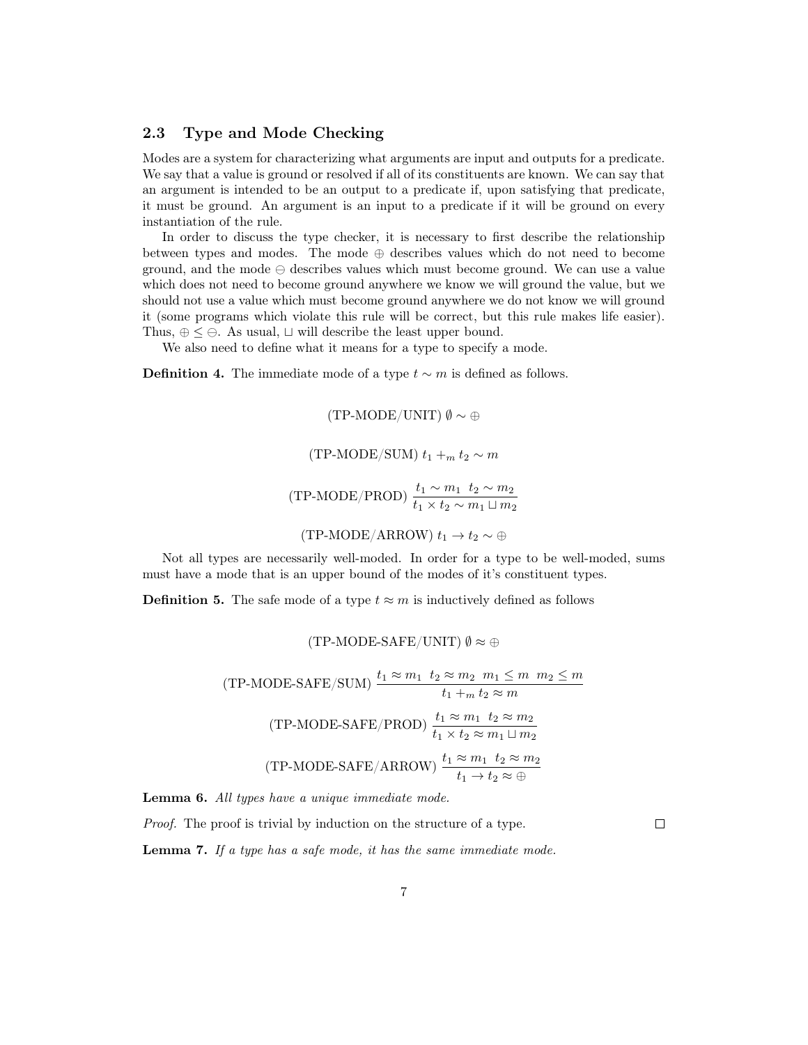## 2.3 Type and Mode Checking

Modes are a system for characterizing what arguments are input and outputs for a predicate. We say that a value is ground or resolved if all of its constituents are known. We can say that an argument is intended to be an output to a predicate if, upon satisfying that predicate, it must be ground. An argument is an input to a predicate if it will be ground on every instantiation of the rule.

In order to discuss the type checker, it is necessary to first describe the relationship between types and modes. The mode $\oplus$ describes values which do not need to become ground, and the mode $\ominus$ describes values which must become ground. We can use a value which does not need to become ground anywhere we know we will ground the value, but we should not use a value which must become ground anywhere we do not know we will ground it (some programs which violate this rule will be correct, but this rule makes life easier). Thus, $\oplus \leq \ominus$. As usual, $\sqcup$ will describe the least upper bound.

We also need to define what it means for a type to specify a mode.

**Definition 4.** The immediate mode of a type $t \sim m$ is defined as follows.

$$\text{(TP-MODE/UNIT) } \emptyset \sim \oplus$$

$$\text{(TP-MODE/SUM) } t_1 +_m t_2 \sim m$$

$$\text{(TP-MODE/PROD) } \frac{t_1 \sim m_1 \quad t_2 \sim m_2}{t_1 \times t_2 \sim m_1 \sqcup m_2}$$

$$\text{(TP-MODE/ARROW) } t_1 \to t_2 \sim \oplus$$

Not all types are necessarily well-moded. In order for a type to be well-moded, sums must have a mode that is an upper bound of the modes of it's constituent types.

**Definition 5.** The safe mode of a type $t \approx m$ is inductively defined as follows

$$\text{(TP-MODE-SAFE/UNIT) } \emptyset \approx \oplus$$

$$\text{(TP-MODE-SAFE/SUM) } \frac{t_1 \approx m_1 \quad t_2 \approx m_2 \quad m_1 \leq m \quad m_2 \leq m}{t_1 +_m t_2 \approx m}$$

$$\text{(TP-MODE-SAFE/PROD) } \frac{t_1 \approx m_1 \quad t_2 \approx m_2}{t_1 \times t_2 \approx m_1 \sqcup m_2}$$

$$\text{(TP-MODE-SAFE/ARROW) } \frac{t_1 \approx m_1 \quad t_2 \approx m_2}{t_1 \to t_2 \approx \oplus}$$

**Lemma 6.** *All types have a unique immediate mode.*

*Proof.* The proof is trivial by induction on the structure of a type. ∎

**Lemma 7.** *If a type has a safe mode, it has the same immediate mode.*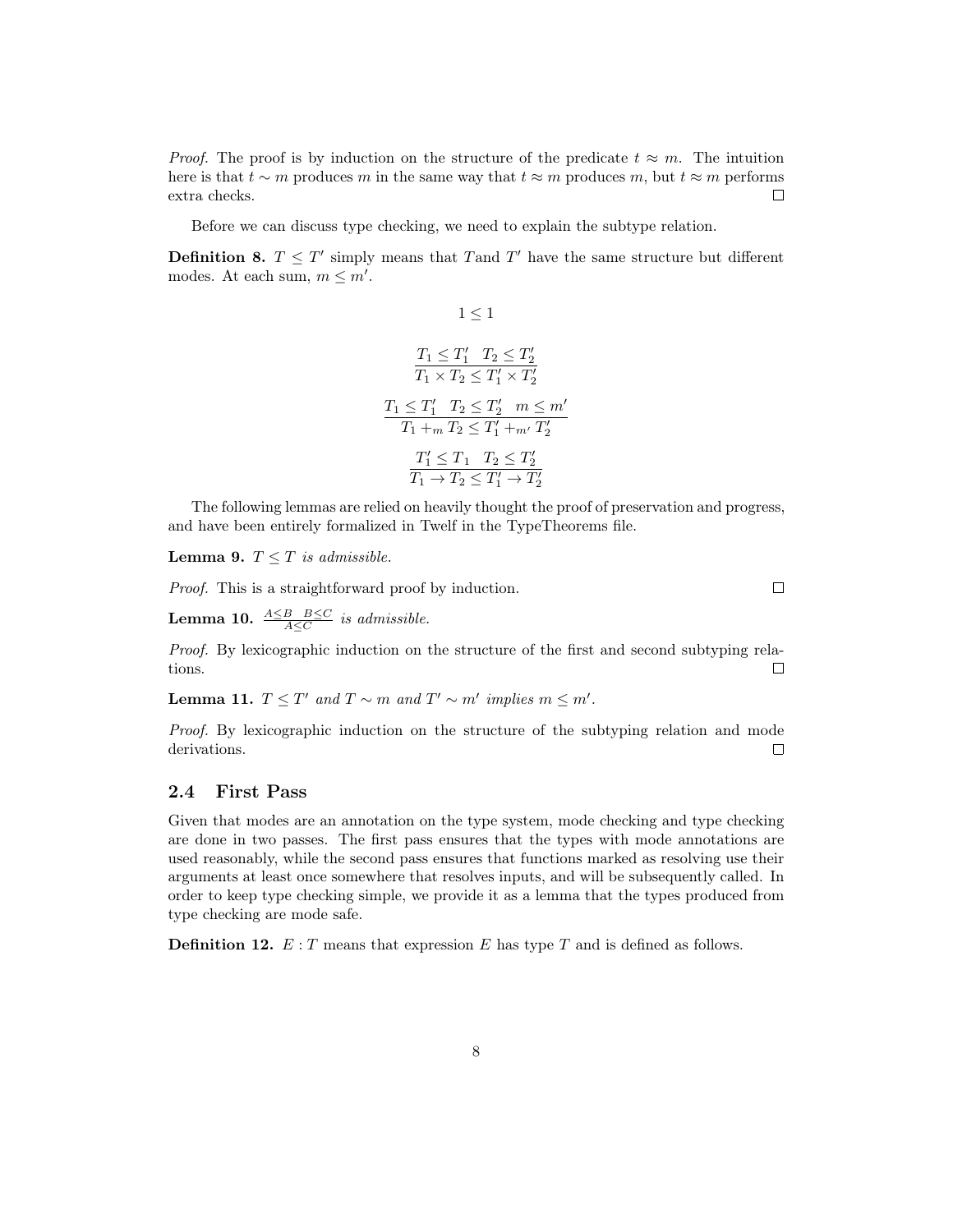*Proof.* The proof is by induction on the structure of the predicate $t \approx m$. The intuition here is that $t \sim m$ produces $m$ in the same way that $t \approx m$ produces $m$, but $t \approx m$ performs extra checks. □

Before we can discuss type checking, we need to explain the subtype relation.

**Definition 8.** $T \leq T'$ simply means that $T$and $T'$ have the same structure but different modes. At each sum, $m \leq m'$.

$$1 \leq 1$$

$$\frac{T_1 \leq T_1' \quad T_2 \leq T_2'}{T_1 \times T_2 \leq T_1' \times T_2'}$$

$$\frac{T_1 \leq T_1' \quad T_2 \leq T_2' \quad m \leq m'}{T_1 +_m T_2 \leq T_1' +_{m'} T_2'}$$

$$\frac{T_1' \leq T_1 \quad T_2 \leq T_2'}{T_1 \to T_2 \leq T_1' \to T_2'}$$

The following lemmas are relied on heavily thought the proof of preservation and progress, and have been entirely formalized in Twelf in the TypeTheorems file.

**Lemma 9.** *$T \leq T$ is admissible.*

*Proof.* This is a straightforward proof by induction. □

**Lemma 10.** $\frac{A \leq B \quad B \leq C}{A \leq C}$ *is admissible.*

*Proof.* By lexicographic induction on the structure of the first and second subtyping relations. □

**Lemma 11.** *$T \leq T'$ and $T \sim m$ and $T' \sim m'$ implies $m \leq m'$.*

*Proof.* By lexicographic induction on the structure of the subtyping relation and mode derivations. □

## 2.4 First Pass

Given that modes are an annotation on the type system, mode checking and type checking are done in two passes. The first pass ensures that the types with mode annotations are used reasonably, while the second pass ensures that functions marked as resolving use their arguments at least once somewhere that resolves inputs, and will be subsequently called. In order to keep type checking simple, we provide it as a lemma that the types produced from type checking are mode safe.

**Definition 12.** $E : T$ means that expression $E$ has type $T$ and is defined as follows.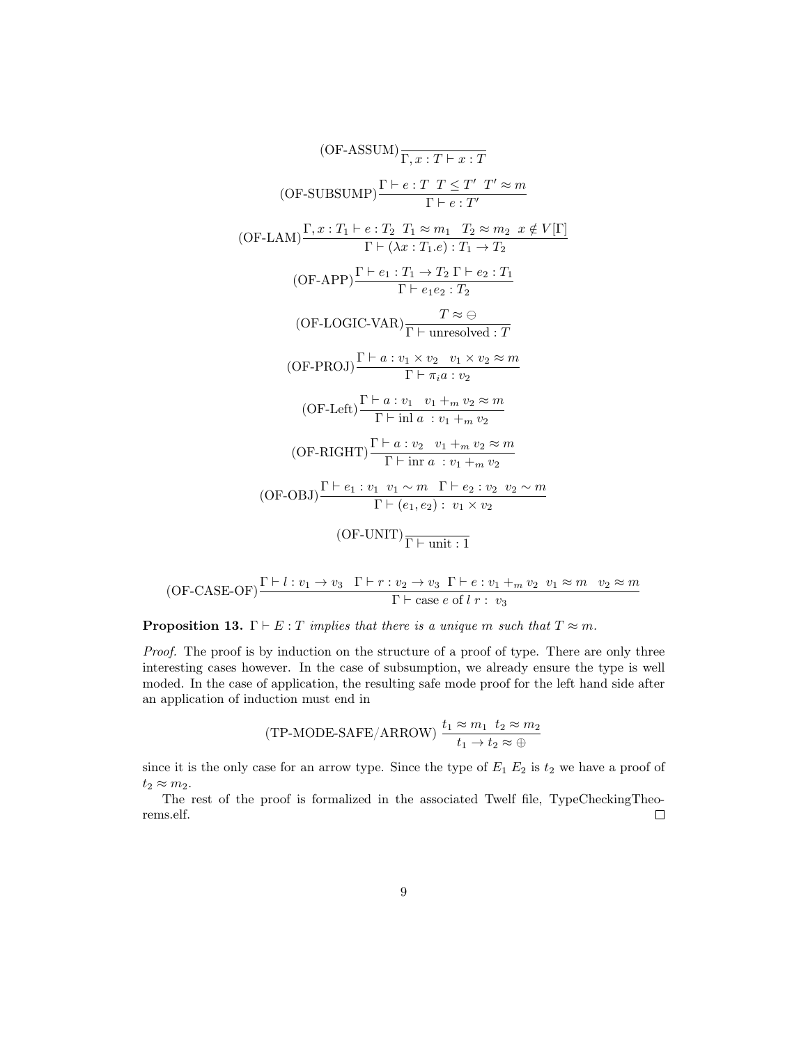$$(\text{OF-ASSUM})\frac{}{\Gamma, x : T \vdash x : T}$$

$$(\text{OF-SUBSUMP})\frac{\Gamma \vdash e : T \quad T \leq T' \quad T' \approx m}{\Gamma \vdash e : T'}$$

$$(\text{OF-LAM})\frac{\Gamma, x : T_1 \vdash e : T_2 \quad T_1 \approx m_1 \quad T_2 \approx m_2 \quad x \notin V[\Gamma]}{\Gamma \vdash (\lambda x : T_1.e) : T_1 \to T_2}$$

$$(\text{OF-APP})\frac{\Gamma \vdash e_1 : T_1 \to T_2 \quad \Gamma \vdash e_2 : T_1}{\Gamma \vdash e_1 e_2 : T_2}$$

$$(\text{OF-LOGIC-VAR})\frac{T \approx \ominus}{\Gamma \vdash \text{unresolved} : T}$$

$$(\text{OF-PROJ})\frac{\Gamma \vdash a : v_1 \times v_2 \quad v_1 \times v_2 \approx m}{\Gamma \vdash \pi_i a : v_2}$$

$$(\text{OF-Left})\frac{\Gamma \vdash a : v_1 \quad v_1 +_m v_2 \approx m}{\Gamma \vdash \text{inl } a \ : v_1 +_m v_2}$$

$$(\text{OF-RIGHT})\frac{\Gamma \vdash a : v_2 \quad v_1 +_m v_2 \approx m}{\Gamma \vdash \text{inr } a \ : v_1 +_m v_2}$$

$$(\text{OF-OBJ})\frac{\Gamma \vdash e_1 : v_1 \quad v_1 \sim m \quad \Gamma \vdash e_2 : v_2 \quad v_2 \sim m}{\Gamma \vdash (e_1, e_2) : \ v_1 \times v_2}$$

$$(\text{OF-UNIT})\frac{}{\Gamma \vdash \text{unit} : 1}$$

$$(\text{OF-CASE-OF})\frac{\Gamma \vdash l : v_1 \to v_3 \quad \Gamma \vdash r : v_2 \to v_3 \quad \Gamma \vdash e : v_1 +_m v_2 \quad v_1 \approx m \quad v_2 \approx m}{\Gamma \vdash \text{case } e \text{ of } l \ r : \ v_3}$$

**Proposition 13.** *$\Gamma \vdash E : T$ implies that there is a unique $m$ such that $T \approx m$.*

*Proof.* The proof is by induction on the structure of a proof of type. There are only three interesting cases however. In the case of subsumption, we already ensure the type is well moded. In the case of application, the resulting safe mode proof for the left hand side after an application of induction must end in

$$(\text{TP-MODE-SAFE/ARROW}) \ \frac{t_1 \approx m_1 \quad t_2 \approx m_2}{t_1 \to t_2 \approx \oplus}$$

since it is the only case for an arrow type. Since the type of $E_1 \ E_2$ is $t_2$ we have a proof of $t_2 \approx m_2$.

The rest of the proof is formalized in the associated Twelf file, TypeCheckingTheorems.elf. □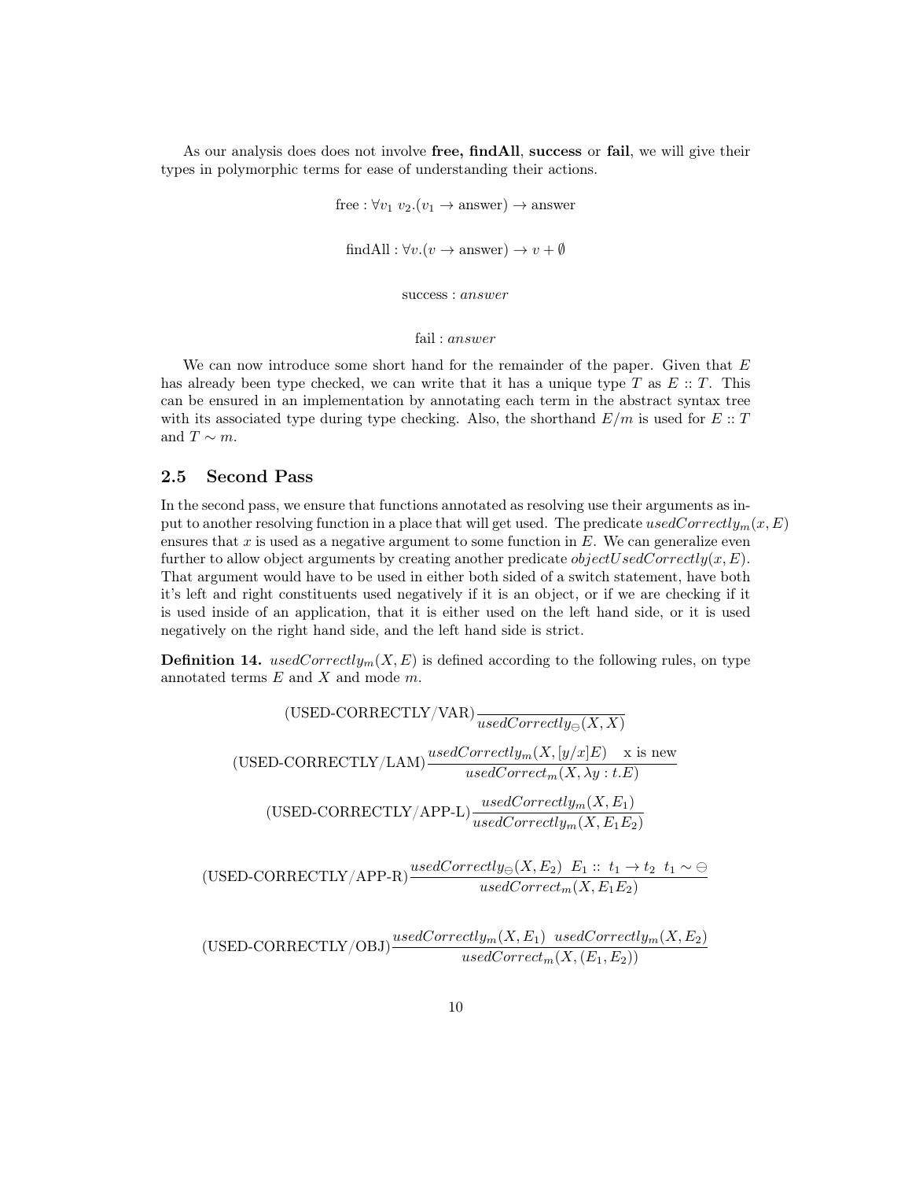As our analysis does does not involve **free, findAll**, **success** or **fail**, we will give their types in polymorphic terms for ease of understanding their actions.

$$\text{free} : \forall v_1\ v_2.(v_1 \to \text{answer}) \to \text{answer}$$

$$\text{findAll} : \forall v.(v \to \text{answer}) \to v + \emptyset$$

$$\text{success} : \mathit{answer}$$

$$\text{fail} : \mathit{answer}$$

We can now introduce some short hand for the remainder of the paper. Given that $E$ has already been type checked, we can write that it has a unique type $T$ as $E :: T$. This can be ensured in an implementation by annotating each term in the abstract syntax tree with its associated type during type checking. Also, the shorthand $E/m$ is used for $E :: T$ and $T \sim m$.

## 2.5 Second Pass

In the second pass, we ensure that functions annotated as resolving use their arguments as input to another resolving function in a place that will get used. The predicate $usedCorrectly_m(x, E)$ ensures that $x$ is used as a negative argument to some function in $E$. We can generalize even further to allow object arguments by creating another predicate $objectUsedCorrectly(x, E)$. That argument would have to be used in either both sided of a switch statement, have both it's left and right constituents used negatively if it is an object, or if we are checking if it is used inside of an application, that it is either used on the left hand side, or it is used negatively on the right hand side, and the left hand side is strict.

**Definition 14.** $usedCorrectly_m(X, E)$ is defined according to the following rules, on type annotated terms $E$ and $X$ and mode $m$.

$$(\text{USED-CORRECTLY/VAR})\frac{}{usedCorrectly_{\ominus}(X, X)}$$

$$(\text{USED-CORRECTLY/LAM})\frac{usedCorrectly_m(X, [y/x]E) \quad \text{x is new}}{usedCorrect_m(X, \lambda y : t.E)}$$

$$(\text{USED-CORRECTLY/APP-L})\frac{usedCorrectly_m(X, E_1)}{usedCorrectly_m(X, E_1 E_2)}$$

$$(\text{USED-CORRECTLY/APP-R})\frac{usedCorrectly_{\ominus}(X, E_2) \ \ E_1 ::\ t_1 \to t_2 \ \ t_1 \sim \ominus}{usedCorrect_m(X, E_1 E_2)}$$

$$(\text{USED-CORRECTLY/OBJ})\frac{usedCorrectly_m(X, E_1) \ \ usedCorrectly_m(X, E_2)}{usedCorrect_m(X, (E_1, E_2))}$$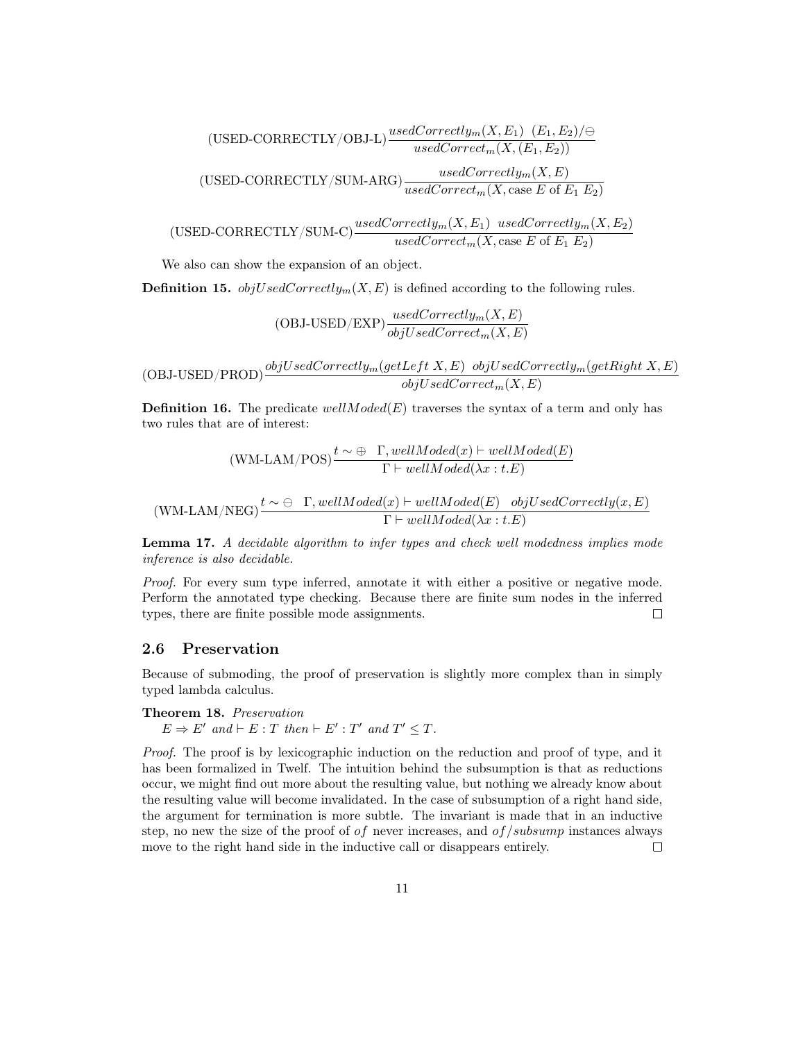$$(\text{USED-CORRECTLY/OBJ-L})\frac{usedCorrectly_m(X, E_1) \;\; (E_1, E_2)/\ominus}{usedCorrect_m(X, (E_1, E_2))}$$

$$(\text{USED-CORRECTLY/SUM-ARG})\frac{usedCorrectly_m(X, E)}{usedCorrect_m(X, \text{case } E \text{ of } E_1 \; E_2)}$$

$$(\text{USED-CORRECTLY/SUM-C})\frac{usedCorrectly_m(X, E_1) \;\; usedCorrectly_m(X, E_2)}{usedCorrect_m(X, \text{case } E \text{ of } E_1 \; E_2)}$$

We also can show the expansion of an object.

**Definition 15.** $objUsedCorrectly_m(X, E)$ is defined according to the following rules.

$$(\text{OBJ-USED/EXP})\frac{usedCorrectly_m(X, E)}{objUsedCorrect_m(X, E)}$$

$$(\text{OBJ-USED/PROD})\frac{objUsedCorrectly_m(getLeft\ X, E) \;\; objUsedCorrectly_m(getRight\ X, E)}{objUsedCorrect_m(X, E)}$$

**Definition 16.** The predicate $wellModed(E)$ traverses the syntax of a term and only has two rules that are of interest:

$$(\text{WM-LAM/POS})\frac{t \sim \oplus \quad \Gamma, wellModed(x) \vdash wellModed(E)}{\Gamma \vdash wellModed(\lambda x : t.E)}$$

$$(\text{WM-LAM/NEG})\frac{t \sim \ominus \quad \Gamma, wellModed(x) \vdash wellModed(E) \quad objUsedCorrectly(x, E)}{\Gamma \vdash wellModed(\lambda x : t.E)}$$

**Lemma 17.** *A decidable algorithm to infer types and check well modedness implies mode inference is also decidable.*

*Proof.* For every sum type inferred, annotate it with either a positive or negative mode. Perform the annotated type checking. Because there are finite sum nodes in the inferred types, there are finite possible mode assignments. □

## 2.6 Preservation

Because of submoding, the proof of preservation is slightly more complex than in simply typed lambda calculus.

**Theorem 18.** *Preservation*
$E \Rightarrow E'$ *and* $\vdash E : T$ *then* $\vdash E' : T'$ *and* $T' \leq T$.

*Proof.* The proof is by lexicographic induction on the reduction and proof of type, and it has been formalized in Twelf. The intuition behind the subsumption is that as reductions occur, we might find out more about the resulting value, but nothing we already know about the resulting value will become invalidated. In the case of subsumption of a right hand side, the argument for termination is more subtle. The invariant is made that in an inductive step, no new the size of the proof of $of$ never increases, and $of/subsump$ instances always move to the right hand side in the inductive call or disappears entirely. □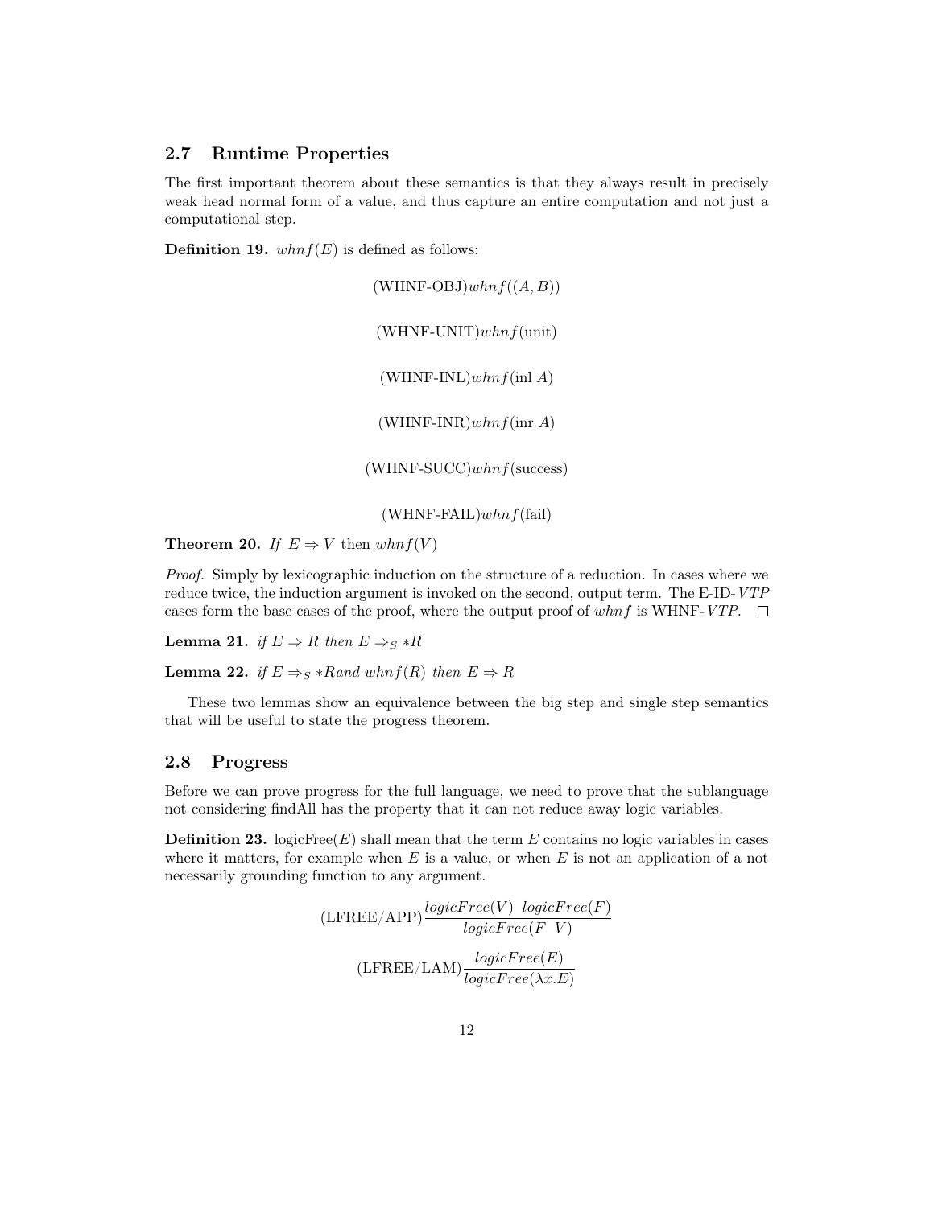### 2.7 Runtime Properties

The first important theorem about these semantics is that they always result in precisely weak head normal form of a value, and thus capture an entire computation and not just a computational step.

**Definition 19.** $whnf(E)$ is defined as follows:

$$(\text{WHNF-OBJ})\, whnf((A, B))$$

$$(\text{WHNF-UNIT})\, whnf(\text{unit})$$

$$(\text{WHNF-INL})\, whnf(\text{inl } A)$$

$$(\text{WHNF-INR})\, whnf(\text{inr } A)$$

$$(\text{WHNF-SUCC})\, whnf(\text{success})$$

$$(\text{WHNF-FAIL})\, whnf(\text{fail})$$

**Theorem 20.** *If* $E \Rightarrow V$ then $whnf(V)$

*Proof.* Simply by lexicographic induction on the structure of a reduction. In cases where we reduce twice, the induction argument is invoked on the second, output term. The E-ID-$VTP$ cases form the base cases of the proof, where the output proof of $whnf$ is WHNF-$VTP$. □

**Lemma 21.** *if* $E \Rightarrow R$ *then* $E \Rightarrow_S *R$

**Lemma 22.** *if* $E \Rightarrow_S *R$*and* $whnf(R)$ *then* $E \Rightarrow R$

These two lemmas show an equivalence between the big step and single step semantics that will be useful to state the progress theorem.

### 2.8 Progress

Before we can prove progress for the full language, we need to prove that the sublanguage not considering findAll has the property that it can not reduce away logic variables.

**Definition 23.** logicFree($E$) shall mean that the term $E$ contains no logic variables in cases where it matters, for example when $E$ is a value, or when $E$ is not an application of a not necessarily grounding function to any argument.

$$(\text{LFREE/APP})\frac{logicFree(V)\ \ logicFree(F)}{logicFree(F\ \ V)}$$

$$(\text{LFREE/LAM})\frac{logicFree(E)}{logicFree(\lambda x.E)}$$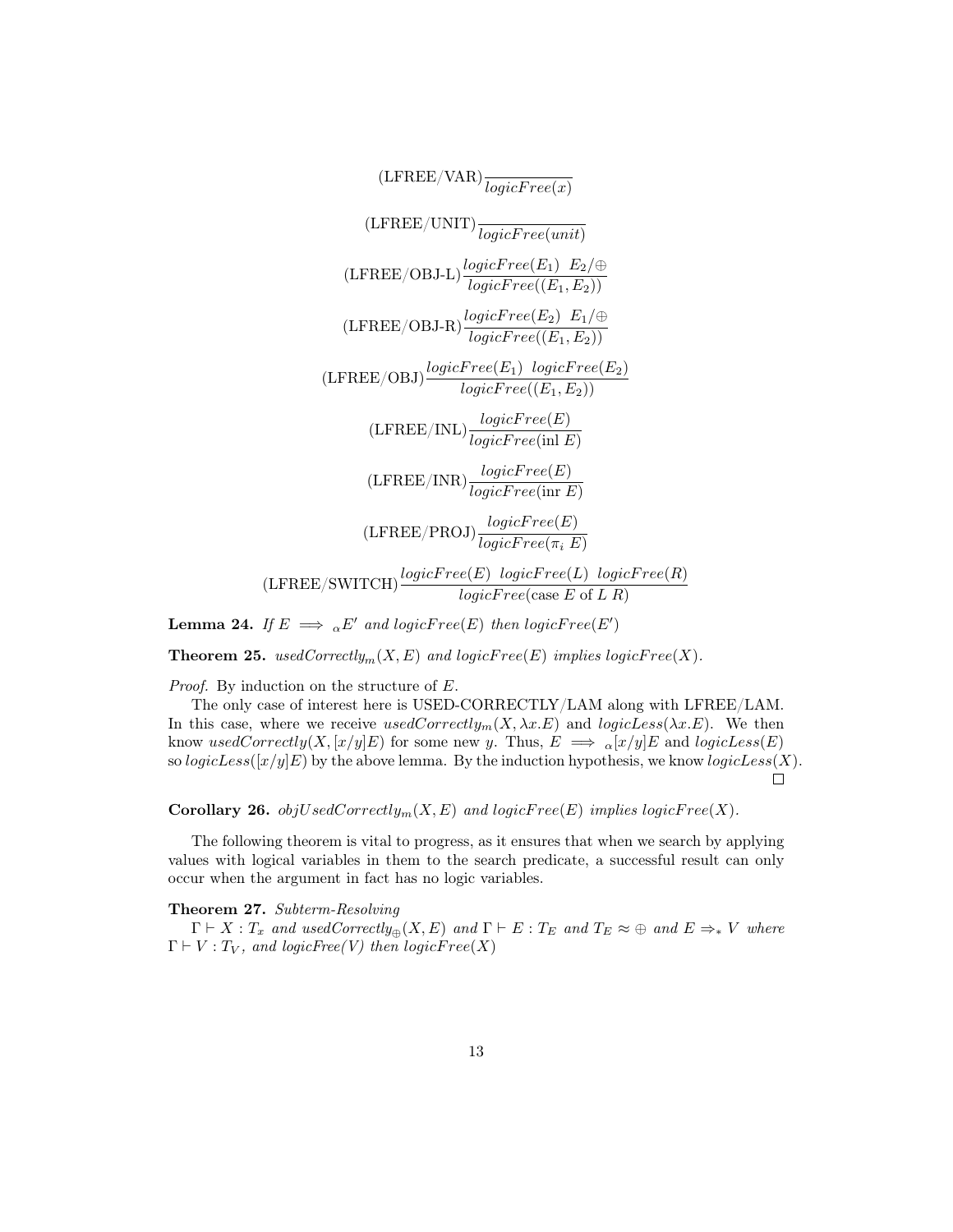$$(\text{LFREE/VAR})\frac{}{logicFree(x)}$$

$$(\text{LFREE/UNIT})\frac{}{logicFree(unit)}$$

$$(\text{LFREE/OBJ-L})\frac{logicFree(E_1)\ \ E_2/\oplus}{logicFree((E_1, E_2))}$$

$$(\text{LFREE/OBJ-R})\frac{logicFree(E_2)\ \ E_1/\oplus}{logicFree((E_1, E_2))}$$

$$(\text{LFREE/OBJ})\frac{logicFree(E_1)\ \ logicFree(E_2)}{logicFree((E_1, E_2))}$$

$$(\text{LFREE/INL})\frac{logicFree(E)}{logicFree(\text{inl } E)}$$

$$(\text{LFREE/INR})\frac{logicFree(E)}{logicFree(\text{inr } E)}$$

$$(\text{LFREE/PROJ})\frac{logicFree(E)}{logicFree(\pi_i\ E)}$$

$$(\text{LFREE/SWITCH})\frac{logicFree(E)\ \ logicFree(L)\ \ logicFree(R)}{logicFree(\text{case } E \text{ of } L\ R)}$$

**Lemma 24.** *If* $E \implies_\alpha E'$ *and* $logicFree(E)$ *then* $logicFree(E')$

**Theorem 25.** $usedCorrectly_m(X, E)$ *and* $logicFree(E)$ *implies* $logicFree(X)$.

*Proof.* By induction on the structure of $E$.

The only case of interest here is USED-CORRECTLY/LAM along with LFREE/LAM. In this case, where we receive $usedCorrectly_m(X, \lambda x.E)$ and $logicLess(\lambda x.E)$. We then know $usedCorrectly(X, [x/y]E)$ for some new $y$. Thus, $E \implies_\alpha [x/y]E$ and $logicLess(E)$ so $logicLess([x/y]E)$ by the above lemma. By the induction hypothesis, we know $logicLess(X)$. □

**Corollary 26.** $objUsedCorrectly_m(X, E)$ *and* $logicFree(E)$ *implies* $logicFree(X)$.

The following theorem is vital to progress, as it ensures that when we search by applying values with logical variables in them to the search predicate, a successful result can only occur when the argument in fact has no logic variables.

**Theorem 27.** *Subterm-Resolving*

$\Gamma \vdash X : T_x$ *and* $usedCorrectly_\oplus(X, E)$ *and* $\Gamma \vdash E : T_E$ *and* $T_E \approx \oplus$ *and* $E \Rightarrow_* V$ *where* $\Gamma \vdash V : T_V$, *and* $logicFree(V)$ *then* $logicFree(X)$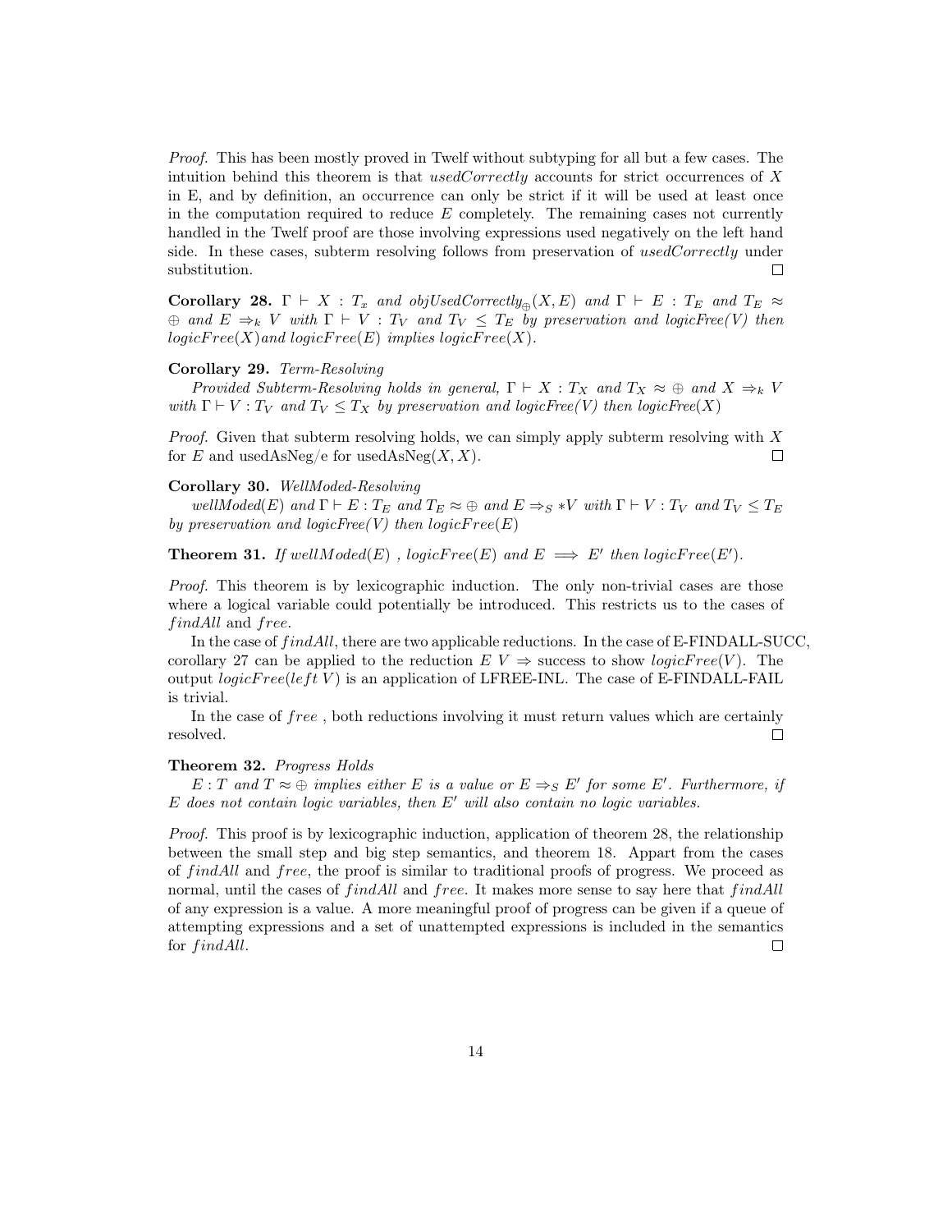*Proof.* This has been mostly proved in Twelf without subtyping for all but a few cases. The intuition behind this theorem is that *usedCorrectly* accounts for strict occurrences of $X$ in E, and by definition, an occurrence can only be strict if it will be used at least once in the computation required to reduce $E$ completely. The remaining cases not currently handled in the Twelf proof are those involving expressions used negatively on the left hand side. In these cases, subterm resolving follows from preservation of *usedCorrectly* under substitution. □

**Corollary 28.** *$\Gamma \vdash X : T_x$ and $objUsedCorrectly_{\oplus}(X, E)$ and $\Gamma \vdash E : T_E$ and $T_E \approx \oplus$ and $E \Rightarrow_k V$ with $\Gamma \vdash V : T_V$ and $T_V \leq T_E$ by preservation and logicFree(V) then logicFree(X)and logicFree(E) implies logicFree(X).*

**Corollary 29.** *Term-Resolving*

*Provided Subterm-Resolving holds in general, $\Gamma \vdash X : T_X$ and $T_X \approx \oplus$ and $X \Rightarrow_k V$ with $\Gamma \vdash V : T_V$ and $T_V \leq T_X$ by preservation and logicFree(V) then logicFree(X)*

*Proof.* Given that subterm resolving holds, we can simply apply subterm resolving with $X$ for $E$ and usedAsNeg/e for usedAsNeg$(X, X)$. □

**Corollary 30.** *WellModed-Resolving*

*wellModed(E) and $\Gamma \vdash E : T_E$ and $T_E \approx \oplus$ and $E \Rightarrow_S *V$ with $\Gamma \vdash V : T_V$ and $T_V \leq T_E$ by preservation and logicFree(V) then logicFree(E)*

**Theorem 31.** *If wellModed(E) , logicFree(E) and $E \implies E'$ then logicFree(E').*

*Proof.* This theorem is by lexicographic induction. The only non-trivial cases are those where a logical variable could potentially be introduced. This restricts us to the cases of *findAll* and *free*.

In the case of *findAll*, there are two applicable reductions. In the case of E-FINDALL-SUCC, corollary 27 can be applied to the reduction $E\ V \Rightarrow$ success to show *logicFree*($V$). The output *logicFree*(*left* $V$) is an application of LFREE-INL. The case of E-FINDALL-FAIL is trivial.

In the case of *free* , both reductions involving it must return values which are certainly resolved. □

**Theorem 32.** *Progress Holds*

*$E : T$ and $T \approx \oplus$ implies either $E$ is a value or $E \Rightarrow_S E'$ for some $E'$. Furthermore, if $E$ does not contain logic variables, then $E'$ will also contain no logic variables.*

*Proof.* This proof is by lexicographic induction, application of theorem 28, the relationship between the small step and big step semantics, and theorem 18. Appart from the cases of *findAll* and *free*, the proof is similar to traditional proofs of progress. We proceed as normal, until the cases of *findAll* and *free*. It makes more sense to say here that *findAll* of any expression is a value. A more meaningful proof of progress can be given if a queue of attempting expressions and a set of unattempted expressions is included in the semantics for *findAll*. □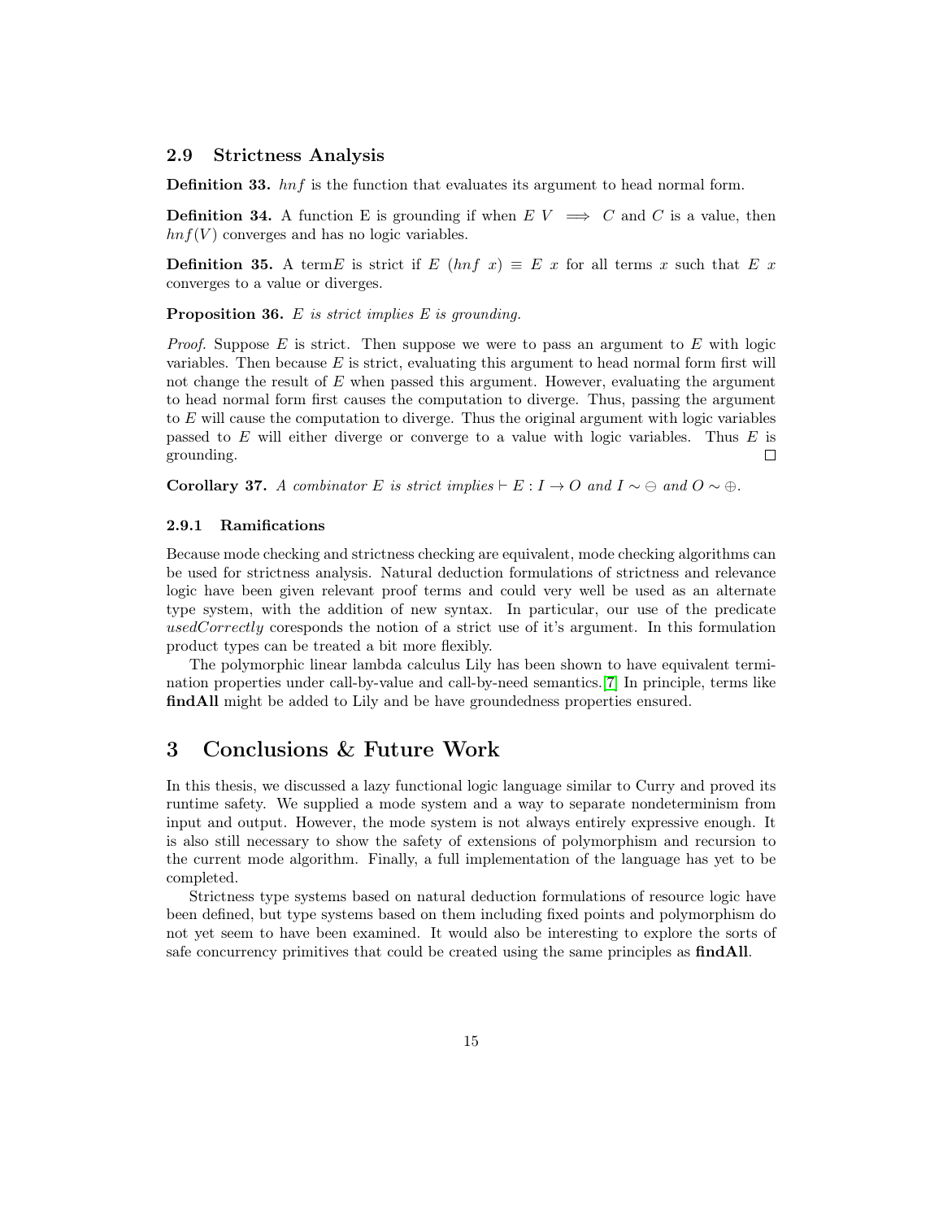## 2.9 Strictness Analysis

**Definition 33.** *hnf* is the function that evaluates its argument to head normal form.

**Definition 34.** A function E is grounding if when $E\ V \implies C$ and $C$ is a value, then $hnf(V)$ converges and has no logic variables.

**Definition 35.** A term$E$ is strict if $E\ (hnf\ x) \equiv E\ x$ for all terms $x$ such that $E\ x$ converges to a value or diverges.

**Proposition 36.** *$E$ is strict implies $E$ is grounding.*

*Proof.* Suppose $E$ is strict. Then suppose we were to pass an argument to $E$ with logic variables. Then because $E$ is strict, evaluating this argument to head normal form first will not change the result of $E$ when passed this argument. However, evaluating the argument to head normal form first causes the computation to diverge. Thus, passing the argument to $E$ will cause the computation to diverge. Thus the original argument with logic variables passed to $E$ will either diverge or converge to a value with logic variables. Thus $E$ is grounding. □

**Corollary 37.** *A combinator $E$ is strict implies $\vdash E : I \rightarrow O$ and $I \sim \ominus$ and $O \sim \oplus$.*

### 2.9.1 Ramifications

Because mode checking and strictness checking are equivalent, mode checking algorithms can be used for strictness analysis. Natural deduction formulations of strictness and relevance logic have been given relevant proof terms and could very well be used as an alternate type system, with the addition of new syntax. In particular, our use of the predicate *usedCorrectly* coresponds the notion of a strict use of it's argument. In this formulation product types can be treated a bit more flexibly.

The polymorphic linear lambda calculus Lily has been shown to have equivalent termination properties under call-by-value and call-by-need semantics.[7] In principle, terms like **findAll** might be added to Lily and be have groundedness properties ensured.

# 3 Conclusions & Future Work

In this thesis, we discussed a lazy functional logic language similar to Curry and proved its runtime safety. We supplied a mode system and a way to separate nondeterminism from input and output. However, the mode system is not always entirely expressive enough. It is also still necessary to show the safety of extensions of polymorphism and recursion to the current mode algorithm. Finally, a full implementation of the language has yet to be completed.

Strictness type systems based on natural deduction formulations of resource logic have been defined, but type systems based on them including fixed points and polymorphism do not yet seem to have been examined. It would also be interesting to explore the sorts of safe concurrency primitives that could be created using the same principles as **findAll**.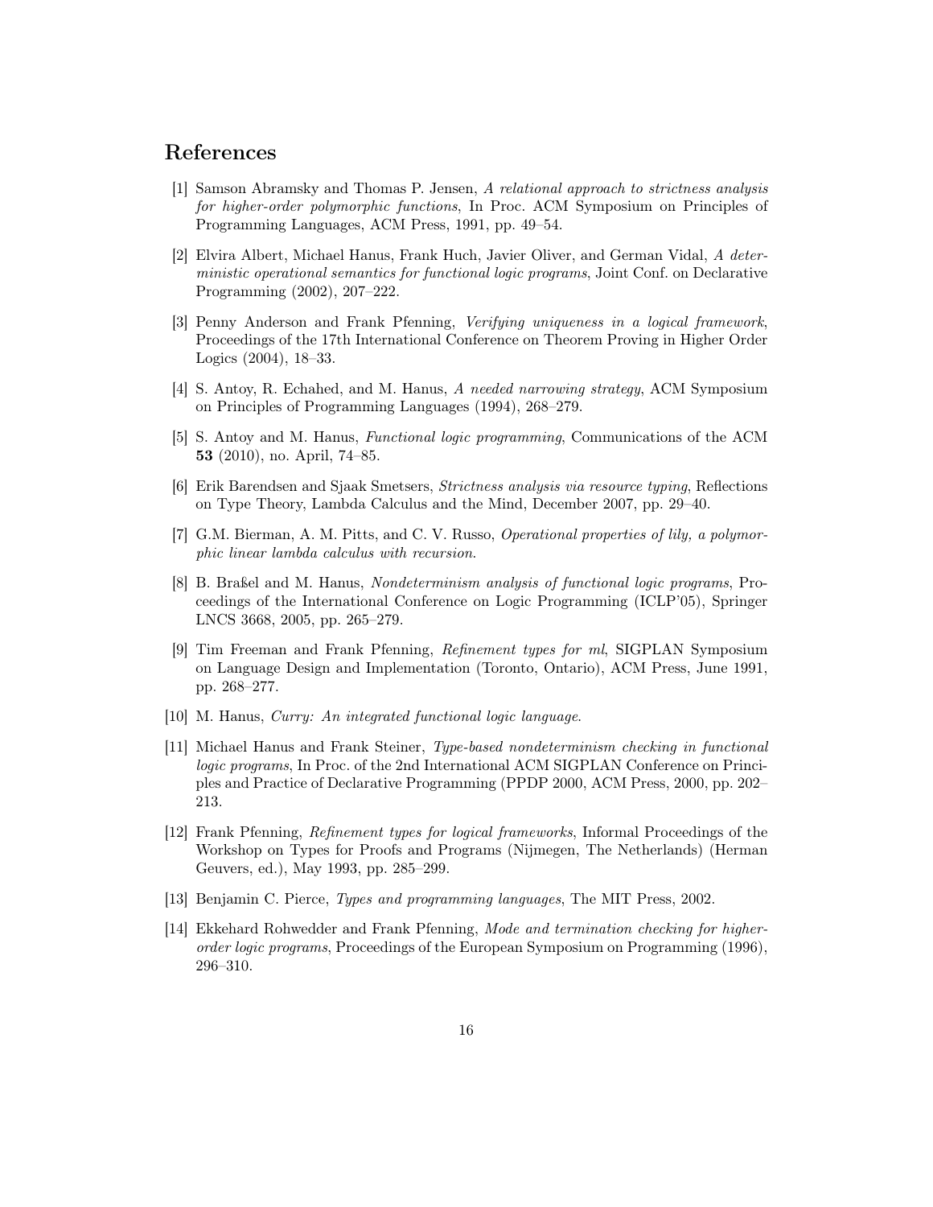## References

[1] Samson Abramsky and Thomas P. Jensen, *A relational approach to strictness analysis for higher-order polymorphic functions*, In Proc. ACM Symposium on Principles of Programming Languages, ACM Press, 1991, pp. 49–54.

[2] Elvira Albert, Michael Hanus, Frank Huch, Javier Oliver, and German Vidal, *A deterministic operational semantics for functional logic programs*, Joint Conf. on Declarative Programming (2002), 207–222.

[3] Penny Anderson and Frank Pfenning, *Verifying uniqueness in a logical framework*, Proceedings of the 17th International Conference on Theorem Proving in Higher Order Logics (2004), 18–33.

[4] S. Antoy, R. Echahed, and M. Hanus, *A needed narrowing strategy*, ACM Symposium on Principles of Programming Languages (1994), 268–279.

[5] S. Antoy and M. Hanus, *Functional logic programming*, Communications of the ACM **53** (2010), no. April, 74–85.

[6] Erik Barendsen and Sjaak Smetsers, *Strictness analysis via resource typing*, Reflections on Type Theory, Lambda Calculus and the Mind, December 2007, pp. 29–40.

[7] G.M. Bierman, A. M. Pitts, and C. V. Russo, *Operational properties of lily, a polymorphic linear lambda calculus with recursion*.

[8] B. Braßel and M. Hanus, *Nondeterminism analysis of functional logic programs*, Proceedings of the International Conference on Logic Programming (ICLP'05), Springer LNCS 3668, 2005, pp. 265–279.

[9] Tim Freeman and Frank Pfenning, *Refinement types for ml*, SIGPLAN Symposium on Language Design and Implementation (Toronto, Ontario), ACM Press, June 1991, pp. 268–277.

[10] M. Hanus, *Curry: An integrated functional logic language*.

[11] Michael Hanus and Frank Steiner, *Type-based nondeterminism checking in functional logic programs*, In Proc. of the 2nd International ACM SIGPLAN Conference on Principles and Practice of Declarative Programming (PPDP 2000, ACM Press, 2000, pp. 202–213.

[12] Frank Pfenning, *Refinement types for logical frameworks*, Informal Proceedings of the Workshop on Types for Proofs and Programs (Nijmegen, The Netherlands) (Herman Geuvers, ed.), May 1993, pp. 285–299.

[13] Benjamin C. Pierce, *Types and programming languages*, The MIT Press, 2002.

[14] Ekkehard Rohwedder and Frank Pfenning, *Mode and termination checking for higher-order logic programs*, Proceedings of the European Symposium on Programming (1996), 296–310.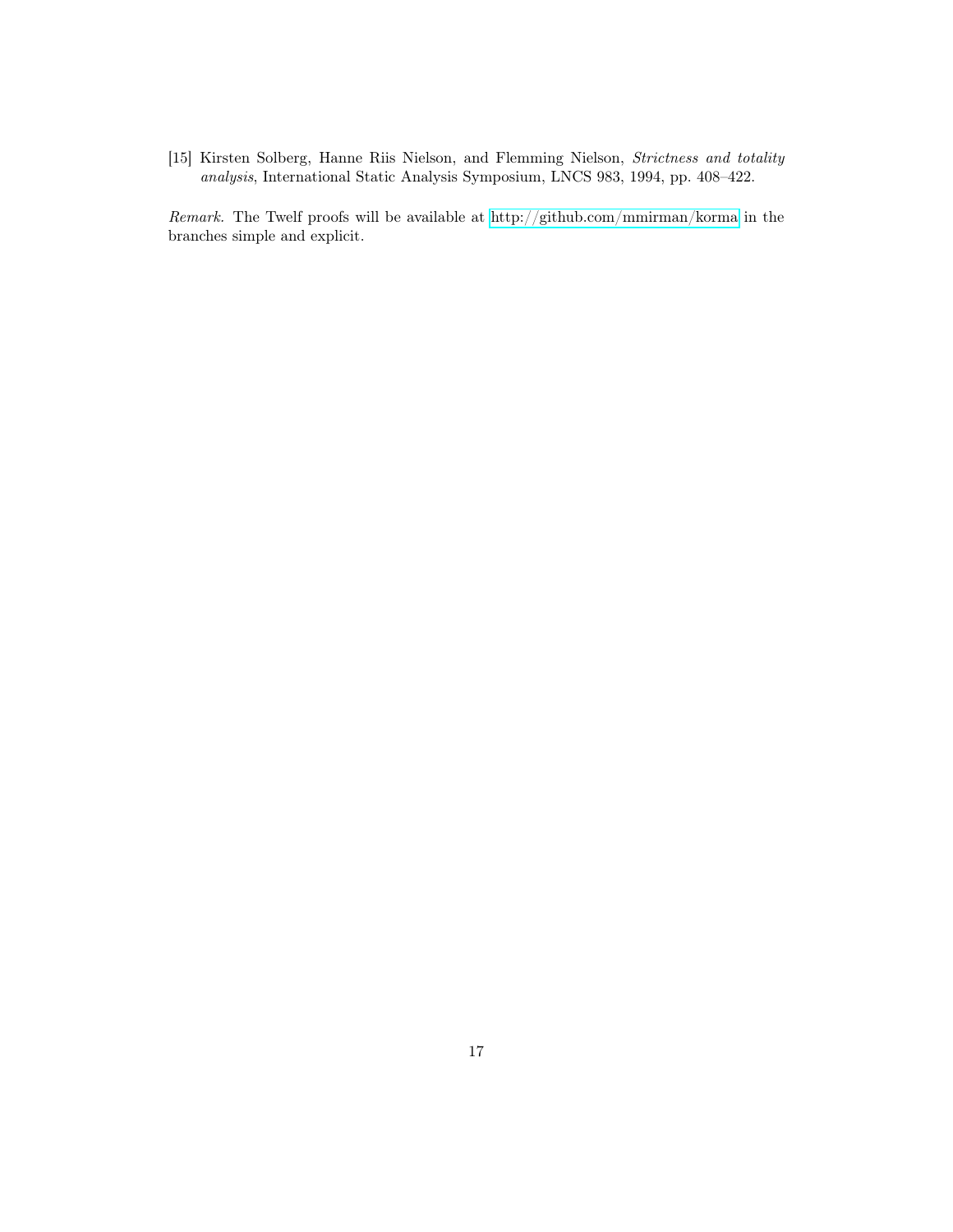[15] Kirsten Solberg, Hanne Riis Nielson, and Flemming Nielson, *Strictness and totality analysis*, International Static Analysis Symposium, LNCS 983, 1994, pp. 408–422.

*Remark.* The Twelf proofs will be available at http://github.com/mmirman/korma in the branches simple and explicit.